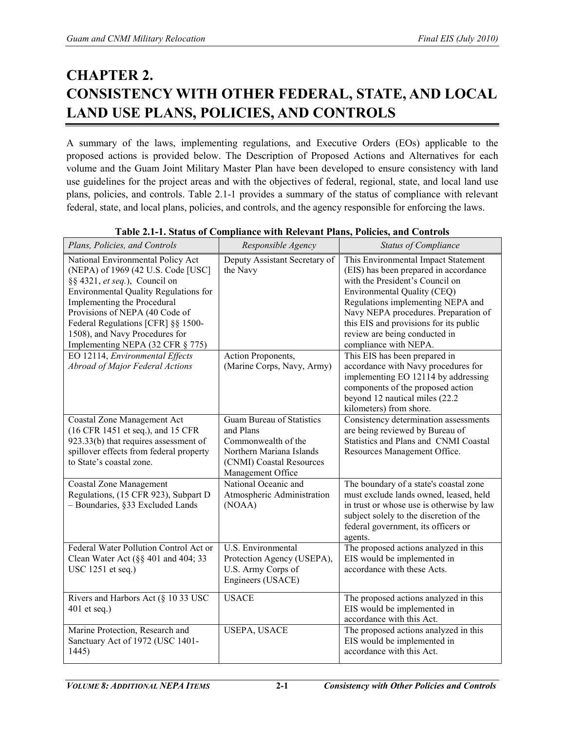# CHAPTER 2. CONSISTENCY WITH OTHER FEDERAL, STATE, AND LOCAL LAND USE PLANS, POLICIES, AND CONTROLS

A summary of the laws, implementing regulations, and Executive Orders (EOs) applicable to the proposed actions is provided below. The Description of Proposed Actions and Alternatives for each volume and the Guam Joint Military Master Plan have been developed to ensure consistency with land use guidelines for the project areas and with the objectives of federal, regional, state, and local land use plans, policies, and controls. Table 2.1-1 provides a summary of the status of compliance with relevant federal, state, and local plans, policies, and controls, and the agency responsible for enforcing the laws.

**Table 2.1-1. Status of Compliance with Relevant Plans, Policies, and Controls**

| *Plans, Policies, and Controls* | *Responsible Agency* | *Status of Compliance* |
|---|---|---|
| National Environmental Policy Act (NEPA) of 1969 (42 U.S. Code [USC] §§ 4321, *et seq.*), Council on Environmental Quality Regulations for Implementing the Procedural Provisions of NEPA (40 Code of Federal Regulations [CFR] §§ 1500-1508), and Navy Procedures for Implementing NEPA (32 CFR § 775) | Deputy Assistant Secretary of the Navy | This Environmental Impact Statement (EIS) has been prepared in accordance with the President's Council on Environmental Quality (CEQ) Regulations implementing NEPA and Navy NEPA procedures. Preparation of this EIS and provisions for its public review are being conducted in compliance with NEPA. |
| EO 12114, *Environmental Effects Abroad of Major Federal Actions* | Action Proponents, (Marine Corps, Navy, Army) | This EIS has been prepared in accordance with Navy procedures for implementing EO 12114 by addressing components of the proposed action beyond 12 nautical miles (22.2 kilometers) from shore. |
| Coastal Zone Management Act (16 CFR 1451 et seq.), and 15 CFR 923.33(b) that requires assessment of spillover effects from federal property to State's coastal zone. | Guam Bureau of Statistics and Plans Commonwealth of the Northern Mariana Islands (CNMI) Coastal Resources Management Office | Consistency determination assessments are being reviewed by Bureau of Statistics and Plans and CNMI Coastal Resources Management Office. |
| Coastal Zone Management Regulations, (15 CFR 923), Subpart D – Boundaries, §33 Excluded Lands | National Oceanic and Atmospheric Administration (NOAA) | The boundary of a state's coastal zone must exclude lands owned, leased, held in trust or whose use is otherwise by law subject solely to the discretion of the federal government, its officers or agents. |
| Federal Water Pollution Control Act or Clean Water Act (§§ 401 and 404; 33 USC 1251 et seq.) | U.S. Environmental Protection Agency (USEPA), U.S. Army Corps of Engineers (USACE) | The proposed actions analyzed in this EIS would be implemented in accordance with these Acts. |
| Rivers and Harbors Act (§ 10 33 USC 401 et seq.) | USACE | The proposed actions analyzed in this EIS would be implemented in accordance with this Act. |
| Marine Protection, Research and Sanctuary Act of 1972 (USC 1401-1445) | USEPA, USACE | The proposed actions analyzed in this EIS would be implemented in accordance with this Act. |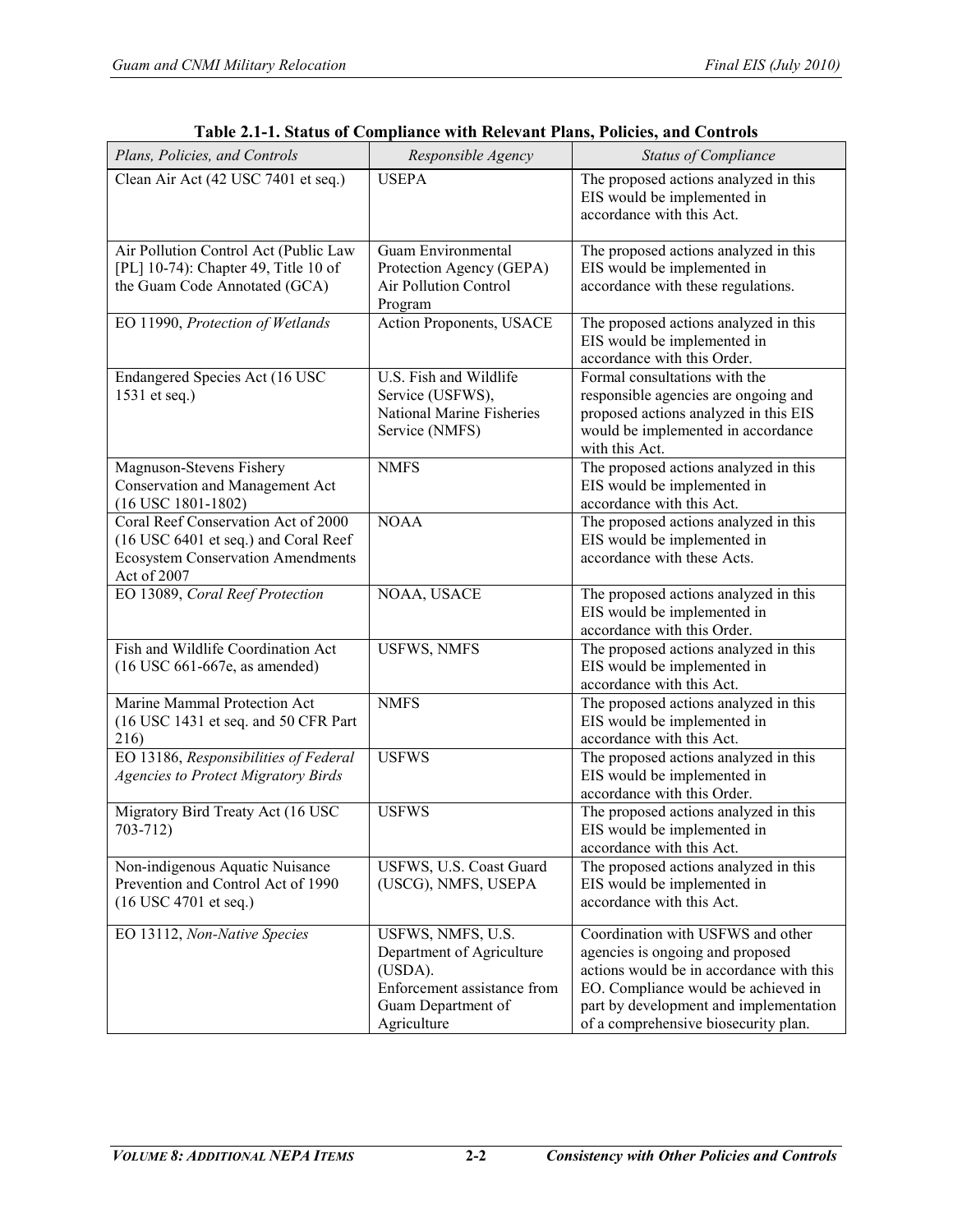**Table 2.1-1. Status of Compliance with Relevant Plans, Policies, and Controls**

| *Plans, Policies, and Controls* | *Responsible Agency* | *Status of Compliance* |
|---|---|---|
| Clean Air Act (42 USC 7401 et seq.) | USEPA | The proposed actions analyzed in this EIS would be implemented in accordance with this Act. |
| Air Pollution Control Act (Public Law [PL] 10-74): Chapter 49, Title 10 of the Guam Code Annotated (GCA) | Guam Environmental Protection Agency (GEPA) Air Pollution Control Program | The proposed actions analyzed in this EIS would be implemented in accordance with these regulations. |
| EO 11990, *Protection of Wetlands* | Action Proponents, USACE | The proposed actions analyzed in this EIS would be implemented in accordance with this Order. |
| Endangered Species Act (16 USC 1531 et seq.) | U.S. Fish and Wildlife Service (USFWS), National Marine Fisheries Service (NMFS) | Formal consultations with the responsible agencies are ongoing and proposed actions analyzed in this EIS would be implemented in accordance with this Act. |
| Magnuson-Stevens Fishery Conservation and Management Act (16 USC 1801-1802) | NMFS | The proposed actions analyzed in this EIS would be implemented in accordance with this Act. |
| Coral Reef Conservation Act of 2000 (16 USC 6401 et seq.) and Coral Reef Ecosystem Conservation Amendments Act of 2007 | NOAA | The proposed actions analyzed in this EIS would be implemented in accordance with these Acts. |
| EO 13089, *Coral Reef Protection* | NOAA, USACE | The proposed actions analyzed in this EIS would be implemented in accordance with this Order. |
| Fish and Wildlife Coordination Act (16 USC 661-667e, as amended) | USFWS, NMFS | The proposed actions analyzed in this EIS would be implemented in accordance with this Act. |
| Marine Mammal Protection Act (16 USC 1431 et seq. and 50 CFR Part 216) | NMFS | The proposed actions analyzed in this EIS would be implemented in accordance with this Act. |
| EO 13186, *Responsibilities of Federal Agencies to Protect Migratory Birds* | USFWS | The proposed actions analyzed in this EIS would be implemented in accordance with this Order. |
| Migratory Bird Treaty Act (16 USC 703-712) | USFWS | The proposed actions analyzed in this EIS would be implemented in accordance with this Act. |
| Non-indigenous Aquatic Nuisance Prevention and Control Act of 1990 (16 USC 4701 et seq.) | USFWS, U.S. Coast Guard (USCG), NMFS, USEPA | The proposed actions analyzed in this EIS would be implemented in accordance with this Act. |
| EO 13112, *Non-Native Species* | USFWS, NMFS, U.S. Department of Agriculture (USDA). Enforcement assistance from Guam Department of Agriculture | Coordination with USFWS and other agencies is ongoing and proposed actions would be in accordance with this EO. Compliance would be achieved in part by development and implementation of a comprehensive biosecurity plan. |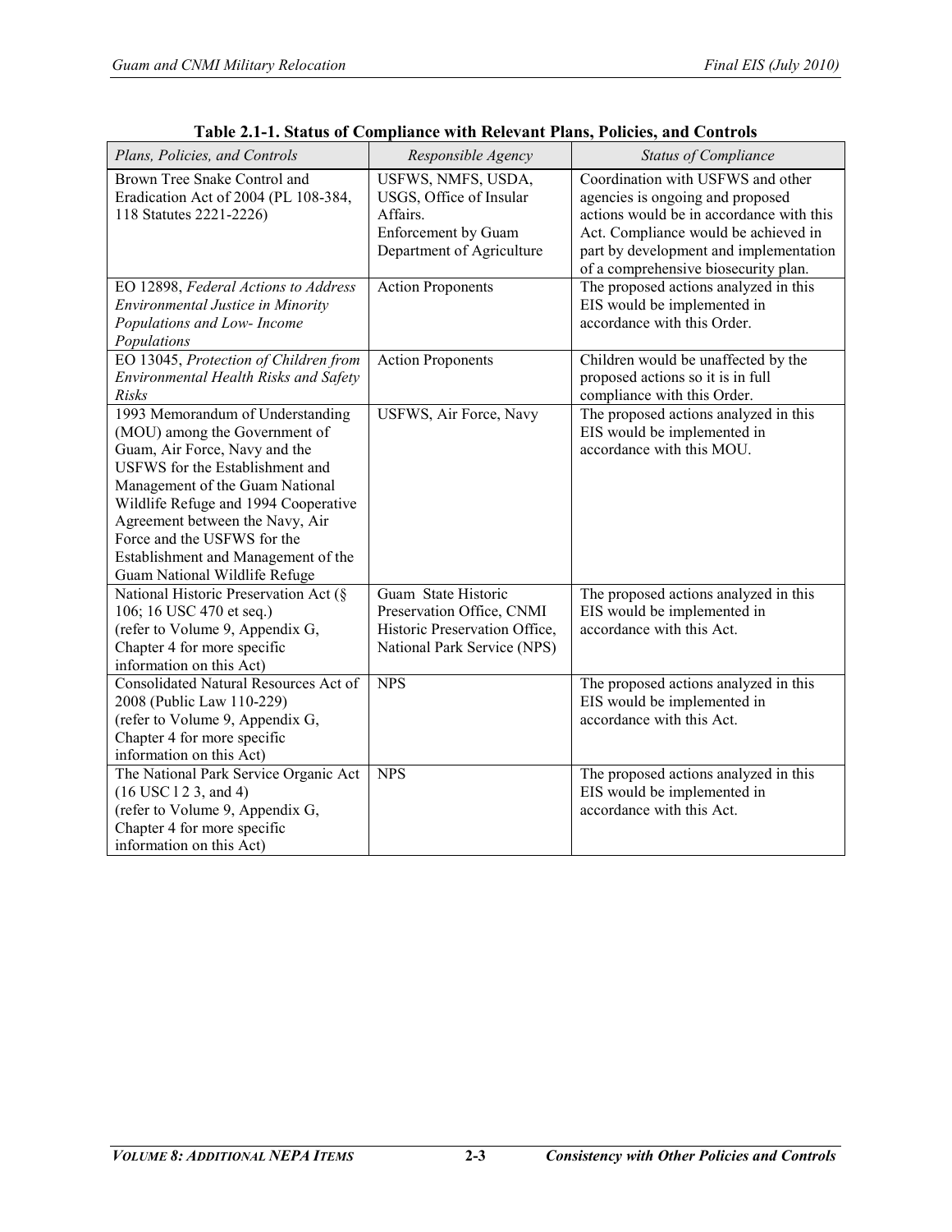**Table 2.1-1. Status of Compliance with Relevant Plans, Policies, and Controls**

| *Plans, Policies, and Controls* | *Responsible Agency* | *Status of Compliance* |
|---|---|---|
| Brown Tree Snake Control and Eradication Act of 2004 (PL 108-384, 118 Statutes 2221-2226) | USFWS, NMFS, USDA, USGS, Office of Insular Affairs. Enforcement by Guam Department of Agriculture | Coordination with USFWS and other agencies is ongoing and proposed actions would be in accordance with this Act. Compliance would be achieved in part by development and implementation of a comprehensive biosecurity plan. |
| EO 12898, *Federal Actions to Address Environmental Justice in Minority Populations and Low- Income Populations* | Action Proponents | The proposed actions analyzed in this EIS would be implemented in accordance with this Order. |
| EO 13045, *Protection of Children from Environmental Health Risks and Safety Risks* | Action Proponents | Children would be unaffected by the proposed actions so it is in full compliance with this Order. |
| 1993 Memorandum of Understanding (MOU) among the Government of Guam, Air Force, Navy and the USFWS for the Establishment and Management of the Guam National Wildlife Refuge and 1994 Cooperative Agreement between the Navy, Air Force and the USFWS for the Establishment and Management of the Guam National Wildlife Refuge | USFWS, Air Force, Navy | The proposed actions analyzed in this EIS would be implemented in accordance with this MOU. |
| National Historic Preservation Act (§ 106; 16 USC 470 et seq.) (refer to Volume 9, Appendix G, Chapter 4 for more specific information on this Act) | Guam State Historic Preservation Office, CNMI Historic Preservation Office, National Park Service (NPS) | The proposed actions analyzed in this EIS would be implemented in accordance with this Act. |
| Consolidated Natural Resources Act of 2008 (Public Law 110-229) (refer to Volume 9, Appendix G, Chapter 4 for more specific information on this Act) | NPS | The proposed actions analyzed in this EIS would be implemented in accordance with this Act. |
| The National Park Service Organic Act (16 USC l 2 3, and 4) (refer to Volume 9, Appendix G, Chapter 4 for more specific information on this Act) | NPS | The proposed actions analyzed in this EIS would be implemented in accordance with this Act. |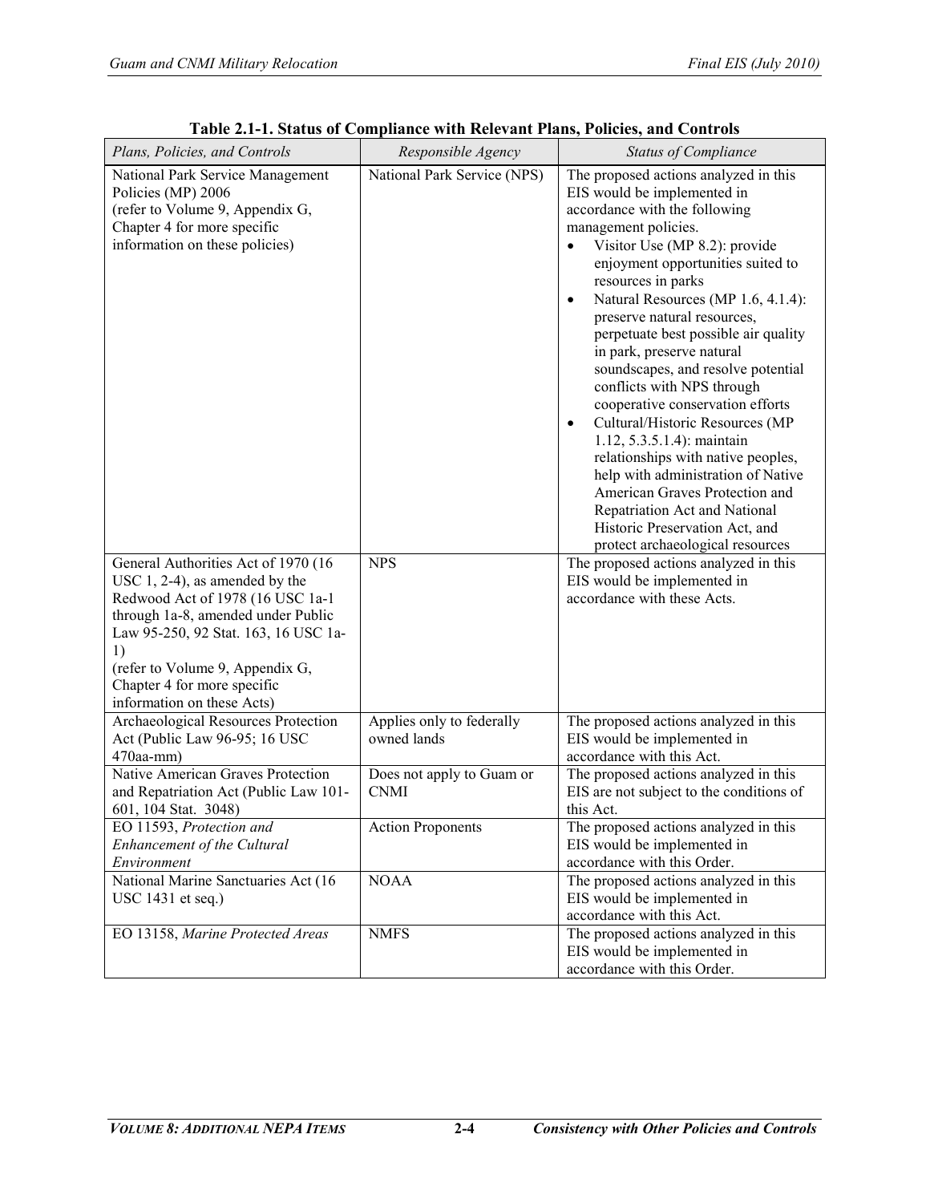**Table 2.1-1. Status of Compliance with Relevant Plans, Policies, and Controls**

| *Plans, Policies, and Controls* | *Responsible Agency* | *Status of Compliance* |
|---|---|---|
| National Park Service Management Policies (MP) 2006 (refer to Volume 9, Appendix G, Chapter 4 for more specific information on these policies) | National Park Service (NPS) | The proposed actions analyzed in this EIS would be implemented in accordance with the following management policies. <br>• Visitor Use (MP 8.2): provide enjoyment opportunities suited to resources in parks <br>• Natural Resources (MP 1.6, 4.1.4): preserve natural resources, perpetuate best possible air quality in park, preserve natural soundscapes, and resolve potential conflicts with NPS through cooperative conservation efforts <br>• Cultural/Historic Resources (MP 1.12, 5.3.5.1.4): maintain relationships with native peoples, help with administration of Native American Graves Protection and Repatriation Act and National Historic Preservation Act, and protect archaeological resources |
| General Authorities Act of 1970 (16 USC 1, 2-4), as amended by the Redwood Act of 1978 (16 USC 1a-1 through 1a-8, amended under Public Law 95-250, 92 Stat. 163, 16 USC 1a-1) (refer to Volume 9, Appendix G, Chapter 4 for more specific information on these Acts) | NPS | The proposed actions analyzed in this EIS would be implemented in accordance with these Acts. |
| Archaeological Resources Protection Act (Public Law 96-95; 16 USC 470aa-mm) | Applies only to federally owned lands | The proposed actions analyzed in this EIS would be implemented in accordance with this Act. |
| Native American Graves Protection and Repatriation Act (Public Law 101-601, 104 Stat. 3048) | Does not apply to Guam or CNMI | The proposed actions analyzed in this EIS are not subject to the conditions of this Act. |
| EO 11593, *Protection and Enhancement of the Cultural Environment* | Action Proponents | The proposed actions analyzed in this EIS would be implemented in accordance with this Order. |
| National Marine Sanctuaries Act (16 USC 1431 et seq.) | NOAA | The proposed actions analyzed in this EIS would be implemented in accordance with this Act. |
| EO 13158, *Marine Protected Areas* | NMFS | The proposed actions analyzed in this EIS would be implemented in accordance with this Order. |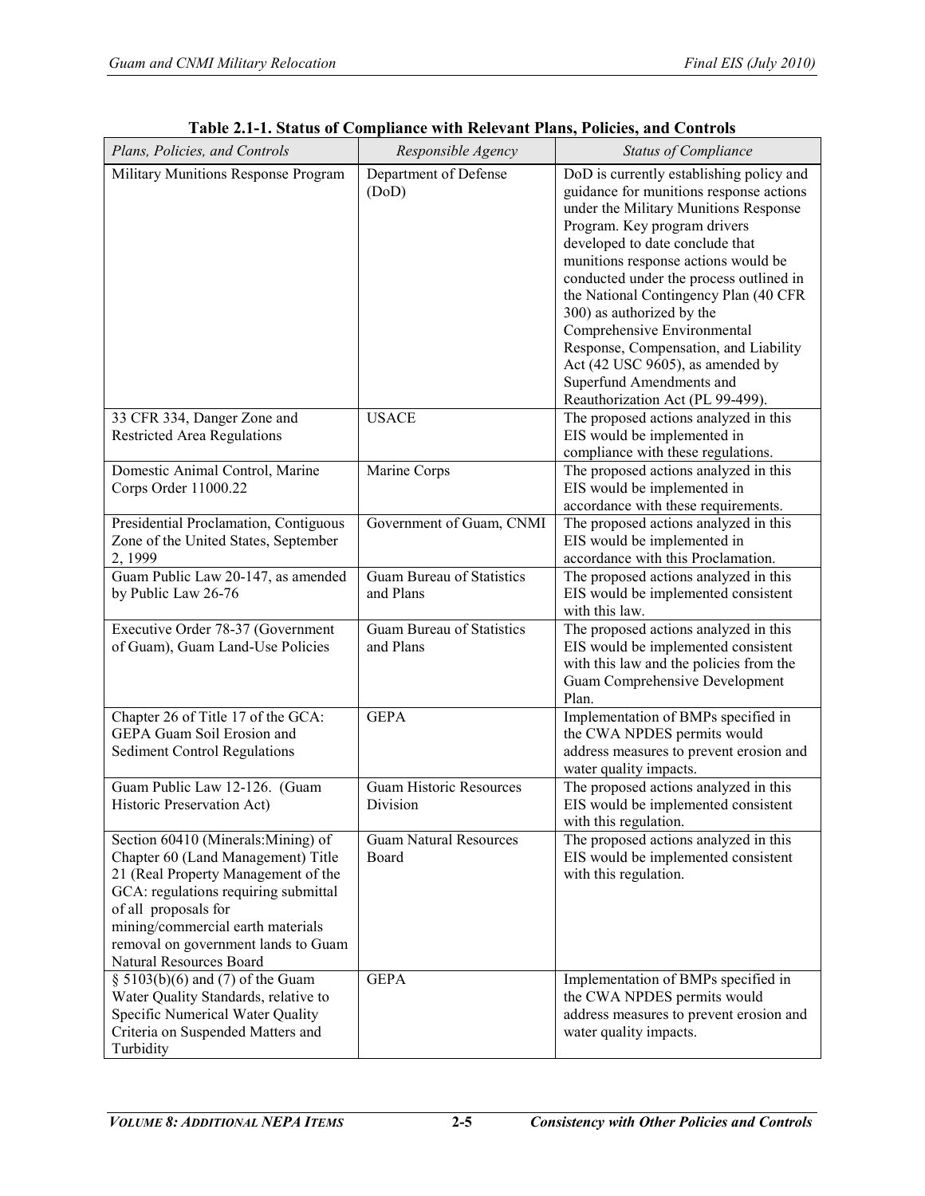**Table 2.1-1. Status of Compliance with Relevant Plans, Policies, and Controls**

| *Plans, Policies, and Controls* | *Responsible Agency* | *Status of Compliance* |
|---|---|---|
| Military Munitions Response Program | Department of Defense (DoD) | DoD is currently establishing policy and guidance for munitions response actions under the Military Munitions Response Program. Key program drivers developed to date conclude that munitions response actions would be conducted under the process outlined in the National Contingency Plan (40 CFR 300) as authorized by the Comprehensive Environmental Response, Compensation, and Liability Act (42 USC 9605), as amended by Superfund Amendments and Reauthorization Act (PL 99-499). |
| 33 CFR 334, Danger Zone and Restricted Area Regulations | USACE | The proposed actions analyzed in this EIS would be implemented in compliance with these regulations. |
| Domestic Animal Control, Marine Corps Order 11000.22 | Marine Corps | The proposed actions analyzed in this EIS would be implemented in accordance with these requirements. |
| Presidential Proclamation, Contiguous Zone of the United States, September 2, 1999 | Government of Guam, CNMI | The proposed actions analyzed in this EIS would be implemented in accordance with this Proclamation. |
| Guam Public Law 20-147, as amended by Public Law 26-76 | Guam Bureau of Statistics and Plans | The proposed actions analyzed in this EIS would be implemented consistent with this law. |
| Executive Order 78-37 (Government of Guam), Guam Land-Use Policies | Guam Bureau of Statistics and Plans | The proposed actions analyzed in this EIS would be implemented consistent with this law and the policies from the Guam Comprehensive Development Plan. |
| Chapter 26 of Title 17 of the GCA: GEPA Guam Soil Erosion and Sediment Control Regulations | GEPA | Implementation of BMPs specified in the CWA NPDES permits would address measures to prevent erosion and water quality impacts. |
| Guam Public Law 12-126. (Guam Historic Preservation Act) | Guam Historic Resources Division | The proposed actions analyzed in this EIS would be implemented consistent with this regulation. |
| Section 60410 (Minerals:Mining) of Chapter 60 (Land Management) Title 21 (Real Property Management of the GCA: regulations requiring submittal of all proposals for mining/commercial earth materials removal on government lands to Guam Natural Resources Board | Guam Natural Resources Board | The proposed actions analyzed in this EIS would be implemented consistent with this regulation. |
| § 5103(b)(6) and (7) of the Guam Water Quality Standards, relative to Specific Numerical Water Quality Criteria on Suspended Matters and Turbidity | GEPA | Implementation of BMPs specified in the CWA NPDES permits would address measures to prevent erosion and water quality impacts. |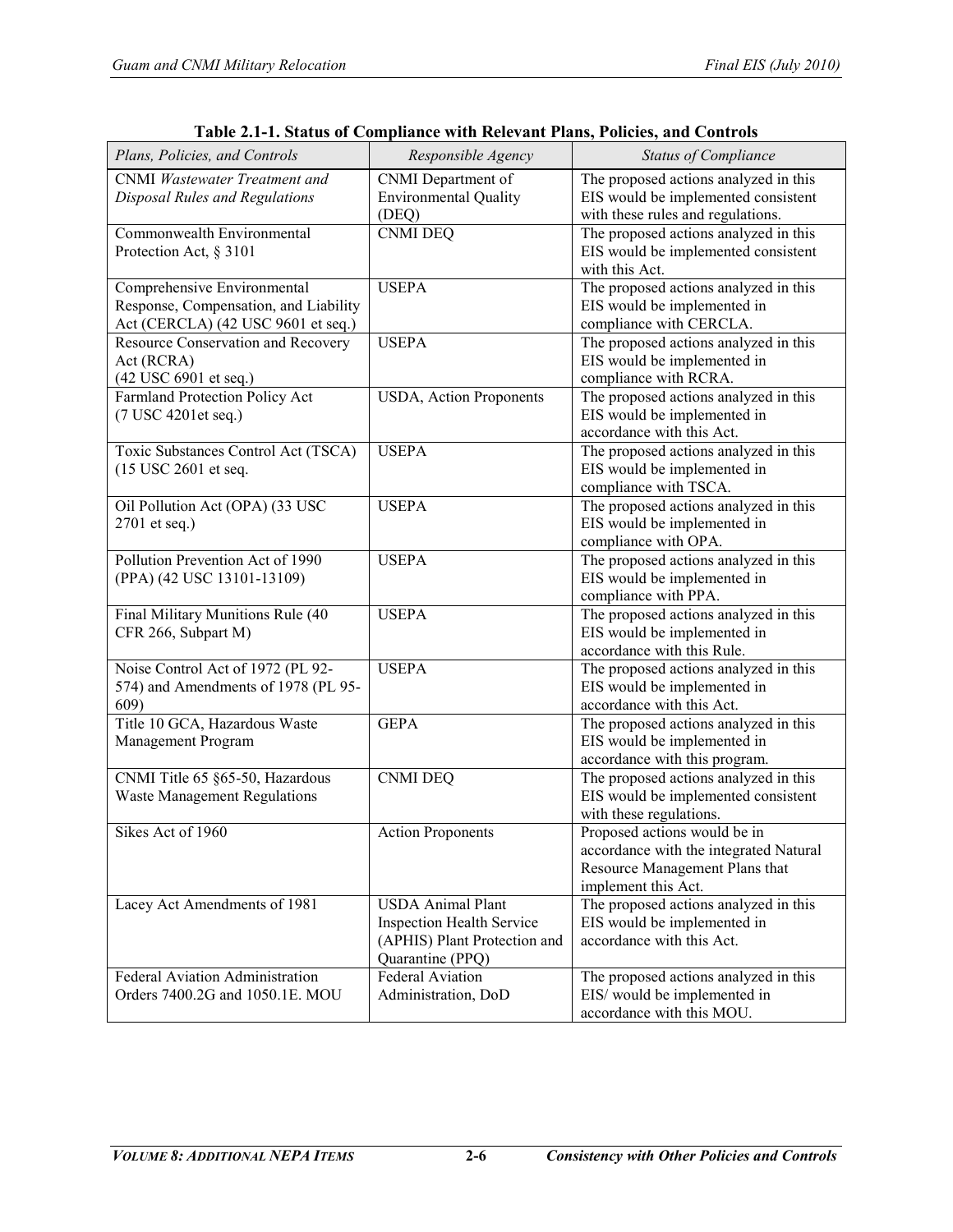**Table 2.1-1. Status of Compliance with Relevant Plans, Policies, and Controls**

| *Plans, Policies, and Controls* | *Responsible Agency* | *Status of Compliance* |
|---|---|---|
| CNMI *Wastewater Treatment and Disposal Rules and Regulations* | CNMI Department of Environmental Quality (DEQ) | The proposed actions analyzed in this EIS would be implemented consistent with these rules and regulations. |
| Commonwealth Environmental Protection Act, § 3101 | CNMI DEQ | The proposed actions analyzed in this EIS would be implemented consistent with this Act. |
| Comprehensive Environmental Response, Compensation, and Liability Act (CERCLA) (42 USC 9601 et seq.) | USEPA | The proposed actions analyzed in this EIS would be implemented in compliance with CERCLA. |
| Resource Conservation and Recovery Act (RCRA) (42 USC 6901 et seq.) | USEPA | The proposed actions analyzed in this EIS would be implemented in compliance with RCRA. |
| Farmland Protection Policy Act (7 USC 4201et seq.) | USDA, Action Proponents | The proposed actions analyzed in this EIS would be implemented in accordance with this Act. |
| Toxic Substances Control Act (TSCA) (15 USC 2601 et seq. | USEPA | The proposed actions analyzed in this EIS would be implemented in compliance with TSCA. |
| Oil Pollution Act (OPA) (33 USC 2701 et seq.) | USEPA | The proposed actions analyzed in this EIS would be implemented in compliance with OPA. |
| Pollution Prevention Act of 1990 (PPA) (42 USC 13101-13109) | USEPA | The proposed actions analyzed in this EIS would be implemented in compliance with PPA. |
| Final Military Munitions Rule (40 CFR 266, Subpart M) | USEPA | The proposed actions analyzed in this EIS would be implemented in accordance with this Rule. |
| Noise Control Act of 1972 (PL 92-574) and Amendments of 1978 (PL 95-609) | USEPA | The proposed actions analyzed in this EIS would be implemented in accordance with this Act. |
| Title 10 GCA, Hazardous Waste Management Program | GEPA | The proposed actions analyzed in this EIS would be implemented in accordance with this program. |
| CNMI Title 65 §65-50, Hazardous Waste Management Regulations | CNMI DEQ | The proposed actions analyzed in this EIS would be implemented consistent with these regulations. |
| Sikes Act of 1960 | Action Proponents | Proposed actions would be in accordance with the integrated Natural Resource Management Plans that implement this Act. |
| Lacey Act Amendments of 1981 | USDA Animal Plant Inspection Health Service (APHIS) Plant Protection and Quarantine (PPQ) | The proposed actions analyzed in this EIS would be implemented in accordance with this Act. |
| Federal Aviation Administration Orders 7400.2G and 1050.1E. MOU | Federal Aviation Administration, DoD | The proposed actions analyzed in this EIS/ would be implemented in accordance with this MOU. |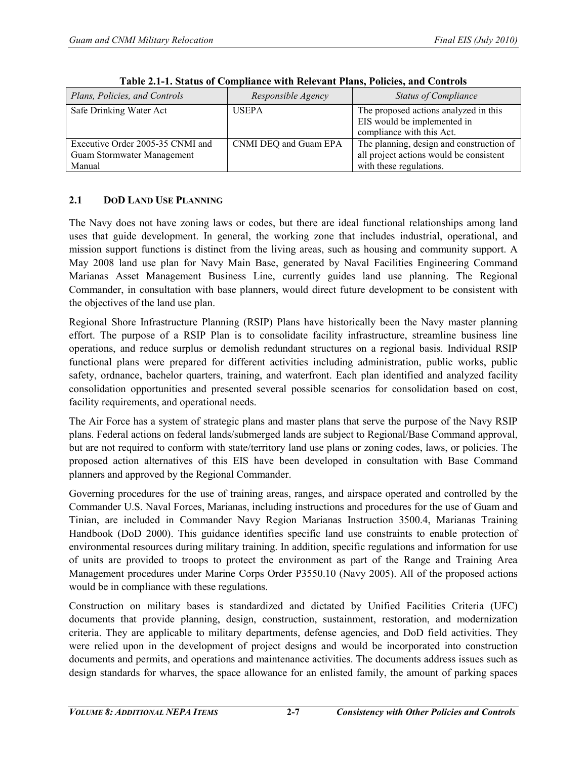**Table 2.1-1. Status of Compliance with Relevant Plans, Policies, and Controls**

| *Plans, Policies, and Controls* | *Responsible Agency* | *Status of Compliance* |
|---|---|---|
| Safe Drinking Water Act | USEPA | The proposed actions analyzed in this EIS would be implemented in compliance with this Act. |
| Executive Order 2005-35 CNMI and Guam Stormwater Management Manual | CNMI DEQ and Guam EPA | The planning, design and construction of all project actions would be consistent with these regulations. |

## 2.1 DOD LAND USE PLANNING

The Navy does not have zoning laws or codes, but there are ideal functional relationships among land uses that guide development. In general, the working zone that includes industrial, operational, and mission support functions is distinct from the living areas, such as housing and community support. A May 2008 land use plan for Navy Main Base, generated by Naval Facilities Engineering Command Marianas Asset Management Business Line, currently guides land use planning. The Regional Commander, in consultation with base planners, would direct future development to be consistent with the objectives of the land use plan.

Regional Shore Infrastructure Planning (RSIP) Plans have historically been the Navy master planning effort. The purpose of a RSIP Plan is to consolidate facility infrastructure, streamline business line operations, and reduce surplus or demolish redundant structures on a regional basis. Individual RSIP functional plans were prepared for different activities including administration, public works, public safety, ordnance, bachelor quarters, training, and waterfront. Each plan identified and analyzed facility consolidation opportunities and presented several possible scenarios for consolidation based on cost, facility requirements, and operational needs.

The Air Force has a system of strategic plans and master plans that serve the purpose of the Navy RSIP plans. Federal actions on federal lands/submerged lands are subject to Regional/Base Command approval, but are not required to conform with state/territory land use plans or zoning codes, laws, or policies. The proposed action alternatives of this EIS have been developed in consultation with Base Command planners and approved by the Regional Commander.

Governing procedures for the use of training areas, ranges, and airspace operated and controlled by the Commander U.S. Naval Forces, Marianas, including instructions and procedures for the use of Guam and Tinian, are included in Commander Navy Region Marianas Instruction 3500.4, Marianas Training Handbook (DoD 2000). This guidance identifies specific land use constraints to enable protection of environmental resources during military training. In addition, specific regulations and information for use of units are provided to troops to protect the environment as part of the Range and Training Area Management procedures under Marine Corps Order P3550.10 (Navy 2005). All of the proposed actions would be in compliance with these regulations.

Construction on military bases is standardized and dictated by Unified Facilities Criteria (UFC) documents that provide planning, design, construction, sustainment, restoration, and modernization criteria. They are applicable to military departments, defense agencies, and DoD field activities. They were relied upon in the development of project designs and would be incorporated into construction documents and permits, and operations and maintenance activities. The documents address issues such as design standards for wharves, the space allowance for an enlisted family, the amount of parking spaces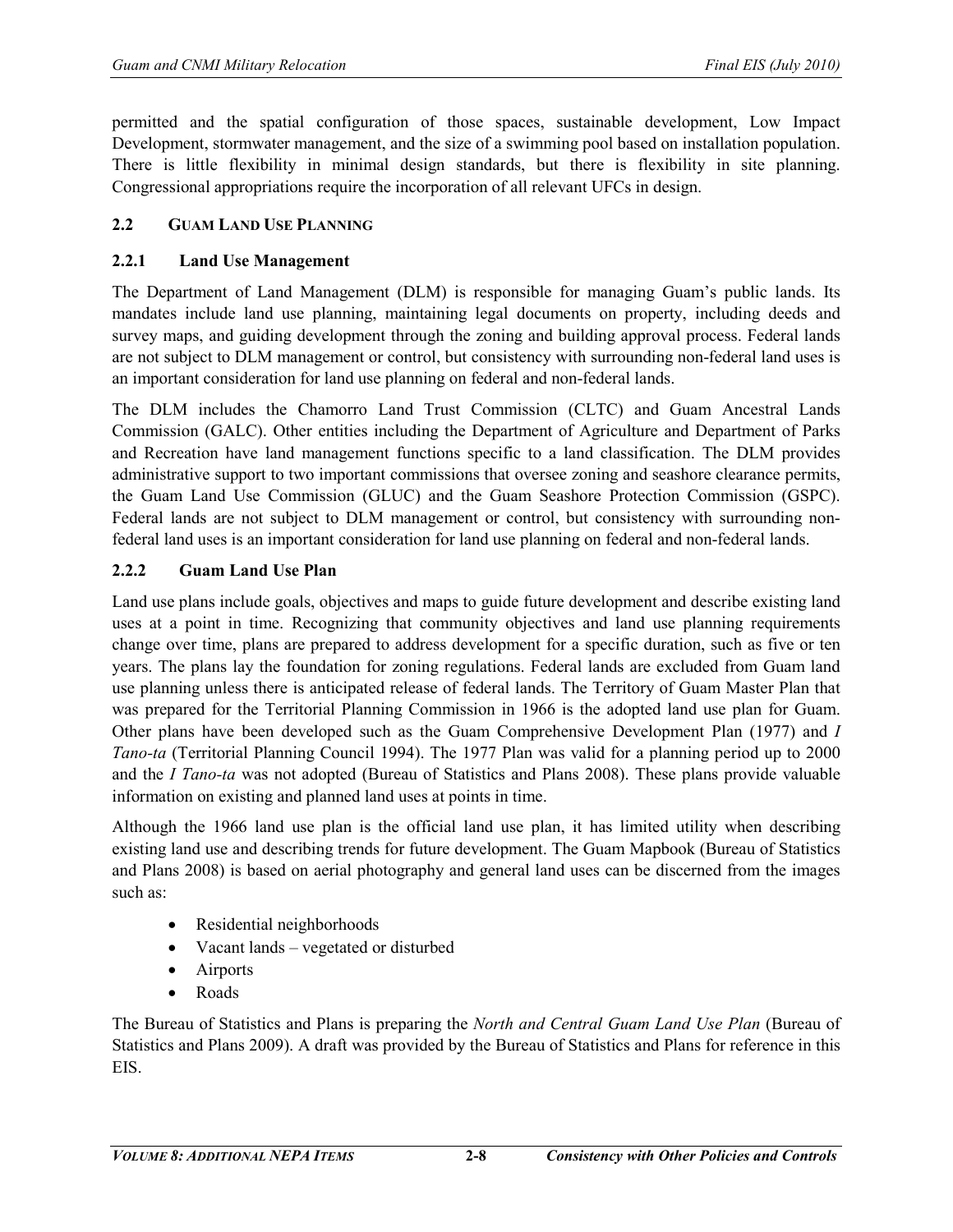permitted and the spatial configuration of those spaces, sustainable development, Low Impact Development, stormwater management, and the size of a swimming pool based on installation population. There is little flexibility in minimal design standards, but there is flexibility in site planning. Congressional appropriations require the incorporation of all relevant UFCs in design.

## 2.2 GUAM LAND USE PLANNING

### 2.2.1 Land Use Management

The Department of Land Management (DLM) is responsible for managing Guam's public lands. Its mandates include land use planning, maintaining legal documents on property, including deeds and survey maps, and guiding development through the zoning and building approval process. Federal lands are not subject to DLM management or control, but consistency with surrounding non-federal land uses is an important consideration for land use planning on federal and non-federal lands.

The DLM includes the Chamorro Land Trust Commission (CLTC) and Guam Ancestral Lands Commission (GALC). Other entities including the Department of Agriculture and Department of Parks and Recreation have land management functions specific to a land classification. The DLM provides administrative support to two important commissions that oversee zoning and seashore clearance permits, the Guam Land Use Commission (GLUC) and the Guam Seashore Protection Commission (GSPC). Federal lands are not subject to DLM management or control, but consistency with surrounding non-federal land uses is an important consideration for land use planning on federal and non-federal lands.

### 2.2.2 Guam Land Use Plan

Land use plans include goals, objectives and maps to guide future development and describe existing land uses at a point in time. Recognizing that community objectives and land use planning requirements change over time, plans are prepared to address development for a specific duration, such as five or ten years. The plans lay the foundation for zoning regulations. Federal lands are excluded from Guam land use planning unless there is anticipated release of federal lands. The Territory of Guam Master Plan that was prepared for the Territorial Planning Commission in 1966 is the adopted land use plan for Guam. Other plans have been developed such as the Guam Comprehensive Development Plan (1977) and *I Tano-ta* (Territorial Planning Council 1994). The 1977 Plan was valid for a planning period up to 2000 and the *I Tano-ta* was not adopted (Bureau of Statistics and Plans 2008). These plans provide valuable information on existing and planned land uses at points in time.

Although the 1966 land use plan is the official land use plan, it has limited utility when describing existing land use and describing trends for future development. The Guam Mapbook (Bureau of Statistics and Plans 2008) is based on aerial photography and general land uses can be discerned from the images such as:

- Residential neighborhoods
- Vacant lands – vegetated or disturbed
- Airports
- Roads

The Bureau of Statistics and Plans is preparing the *North and Central Guam Land Use Plan* (Bureau of Statistics and Plans 2009). A draft was provided by the Bureau of Statistics and Plans for reference in this EIS.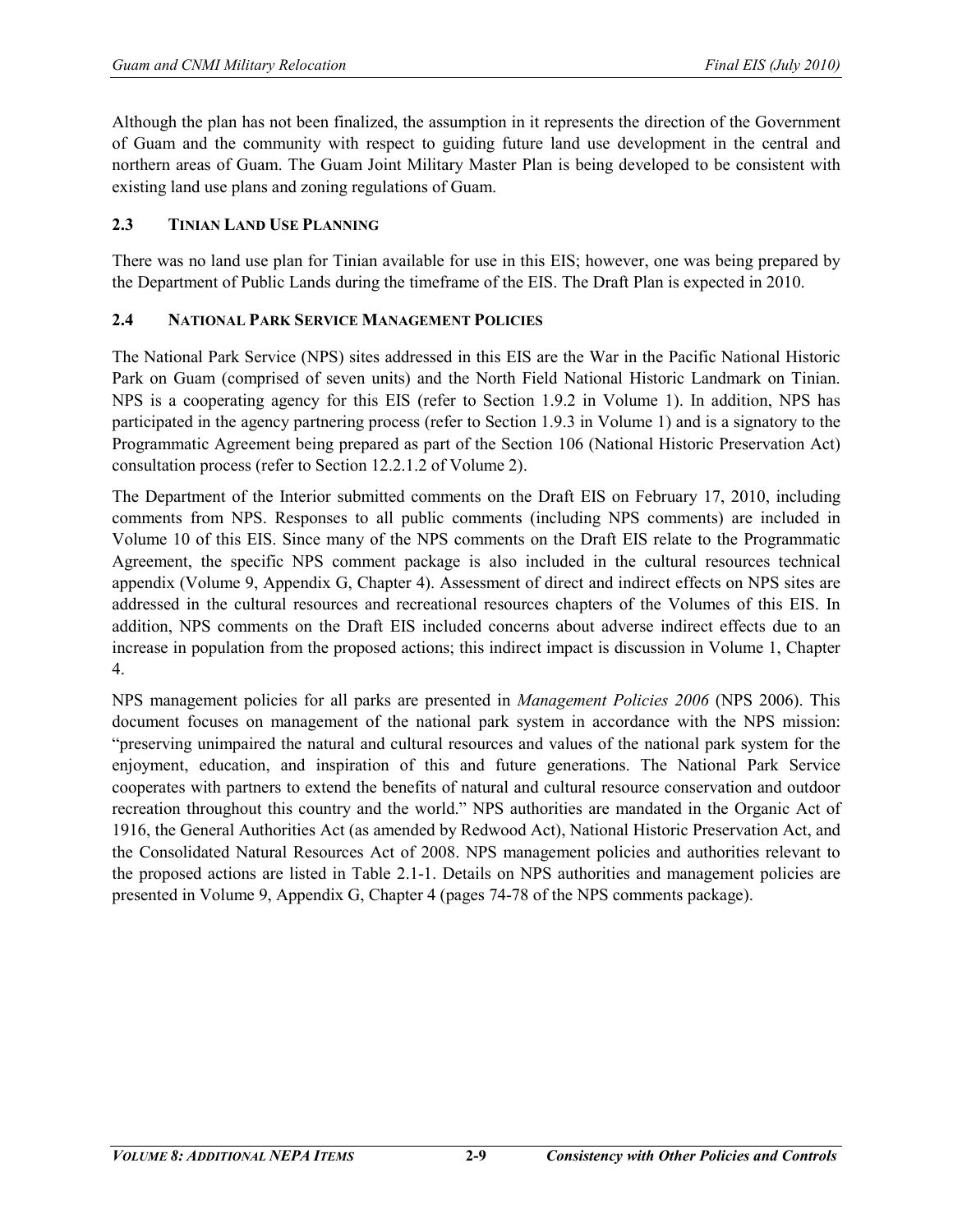Although the plan has not been finalized, the assumption in it represents the direction of the Government of Guam and the community with respect to guiding future land use development in the central and northern areas of Guam. The Guam Joint Military Master Plan is being developed to be consistent with existing land use plans and zoning regulations of Guam.

## 2.3 TINIAN LAND USE PLANNING

There was no land use plan for Tinian available for use in this EIS; however, one was being prepared by the Department of Public Lands during the timeframe of the EIS. The Draft Plan is expected in 2010.

## 2.4 NATIONAL PARK SERVICE MANAGEMENT POLICIES

The National Park Service (NPS) sites addressed in this EIS are the War in the Pacific National Historic Park on Guam (comprised of seven units) and the North Field National Historic Landmark on Tinian. NPS is a cooperating agency for this EIS (refer to Section 1.9.2 in Volume 1). In addition, NPS has participated in the agency partnering process (refer to Section 1.9.3 in Volume 1) and is a signatory to the Programmatic Agreement being prepared as part of the Section 106 (National Historic Preservation Act) consultation process (refer to Section 12.2.1.2 of Volume 2).

The Department of the Interior submitted comments on the Draft EIS on February 17, 2010, including comments from NPS. Responses to all public comments (including NPS comments) are included in Volume 10 of this EIS. Since many of the NPS comments on the Draft EIS relate to the Programmatic Agreement, the specific NPS comment package is also included in the cultural resources technical appendix (Volume 9, Appendix G, Chapter 4). Assessment of direct and indirect effects on NPS sites are addressed in the cultural resources and recreational resources chapters of the Volumes of this EIS. In addition, NPS comments on the Draft EIS included concerns about adverse indirect effects due to an increase in population from the proposed actions; this indirect impact is discussion in Volume 1, Chapter 4.

NPS management policies for all parks are presented in *Management Policies 2006* (NPS 2006). This document focuses on management of the national park system in accordance with the NPS mission: "preserving unimpaired the natural and cultural resources and values of the national park system for the enjoyment, education, and inspiration of this and future generations. The National Park Service cooperates with partners to extend the benefits of natural and cultural resource conservation and outdoor recreation throughout this country and the world." NPS authorities are mandated in the Organic Act of 1916, the General Authorities Act (as amended by Redwood Act), National Historic Preservation Act, and the Consolidated Natural Resources Act of 2008. NPS management policies and authorities relevant to the proposed actions are listed in Table 2.1-1. Details on NPS authorities and management policies are presented in Volume 9, Appendix G, Chapter 4 (pages 74-78 of the NPS comments package).